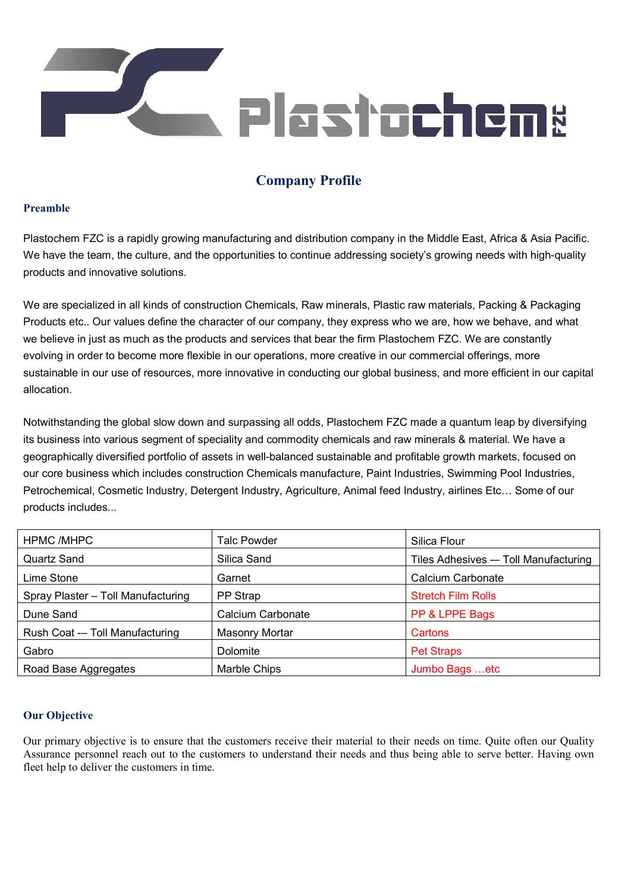# Plastochem FZC

## Company Profile

### Preamble

Plastochem FZC is a rapidly growing manufacturing and distribution company in the Middle East, Africa & Asia Pacific. We have the team, the culture, and the opportunities to continue addressing society's growing needs with high-quality products and innovative solutions.

We are specialized in all kinds of construction Chemicals, Raw minerals, Plastic raw materials, Packing & Packaging Products etc.. Our values define the character of our company, they express who we are, how we behave, and what we believe in just as much as the products and services that bear the firm Plastochem FZC. We are constantly evolving in order to become more flexible in our operations, more creative in our commercial offerings, more sustainable in our use of resources, more innovative in conducting our global business, and more efficient in our capital allocation.

Notwithstanding the global slow down and surpassing all odds, Plastochem FZC made a quantum leap by diversifying its business into various segment of speciality and commodity chemicals and raw minerals & material. We have a geographically diversified portfolio of assets in well-balanced sustainable and profitable growth markets, focused on our core business which includes construction Chemicals manufacture, Paint Industries, Swimming Pool Industries, Petrochemical, Cosmetic Industry, Detergent Industry, Agriculture, Animal feed Industry, airlines Etc… Some of our products includes...

| | | |
|---|---|---|
| HPMC /MHPC | Talc Powder | Silica Flour |
| Quartz Sand | Silica Sand | Tiles Adhesives -– Toll Manufacturing |
| Lime Stone | Garnet | Calcium Carbonate |
| Spray Plaster – Toll Manufacturing | PP Strap | Stretch Film Rolls |
| Dune Sand | Calcium Carbonate | PP & LPPE Bags |
| Rush Coat -– Toll Manufacturing | Masonry Mortar | Cartons |
| Gabro | Dolomite | Pet Straps |
| Road Base Aggregates | Marble Chips | Jumbo Bags …etc |

### Our Objective

Our primary objective is to ensure that the customers receive their material to their needs on time. Quite often our Quality Assurance personnel reach out to the customers to understand their needs and thus being able to serve better. Having own fleet help to deliver the customers in time.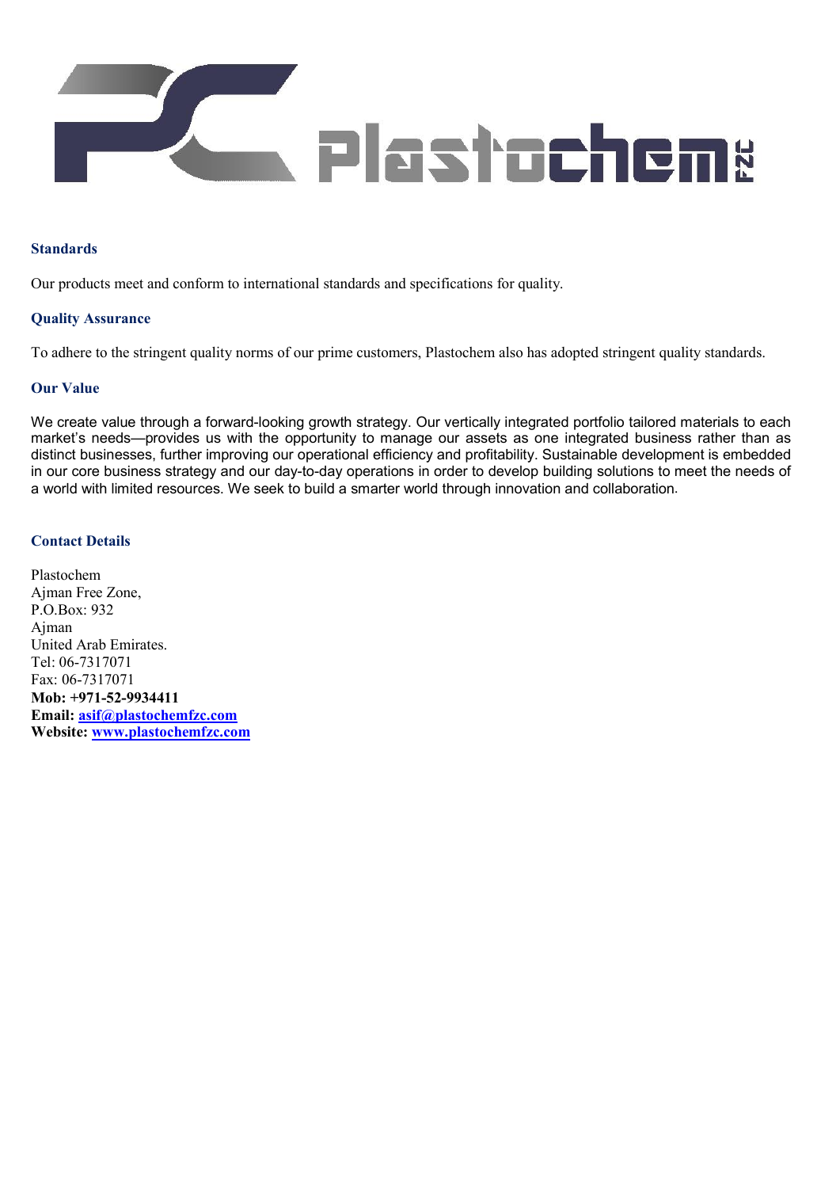### Standards

Our products meet and conform to international standards and specifications for quality.

### Quality Assurance

To adhere to the stringent quality norms of our prime customers, Plastochem also has adopted stringent quality standards.

### Our Value

We create value through a forward-looking growth strategy. Our vertically integrated portfolio tailored materials to each market's needs—provides us with the opportunity to manage our assets as one integrated business rather than as distinct businesses, further improving our operational efficiency and profitability. Sustainable development is embedded in our core business strategy and our day-to-day operations in order to develop building solutions to meet the needs of a world with limited resources. We seek to build a smarter world through innovation and collaboration.

### Contact Details

Plastochem
Ajman Free Zone,
P.O.Box: 932
Ajman
United Arab Emirates.
Tel: 06-7317071
Fax: 06-7317071
**Mob: +971-52-9934411**
**Email: asif@plastochemfzc.com**
**Website: www.plastochemfzc.com**